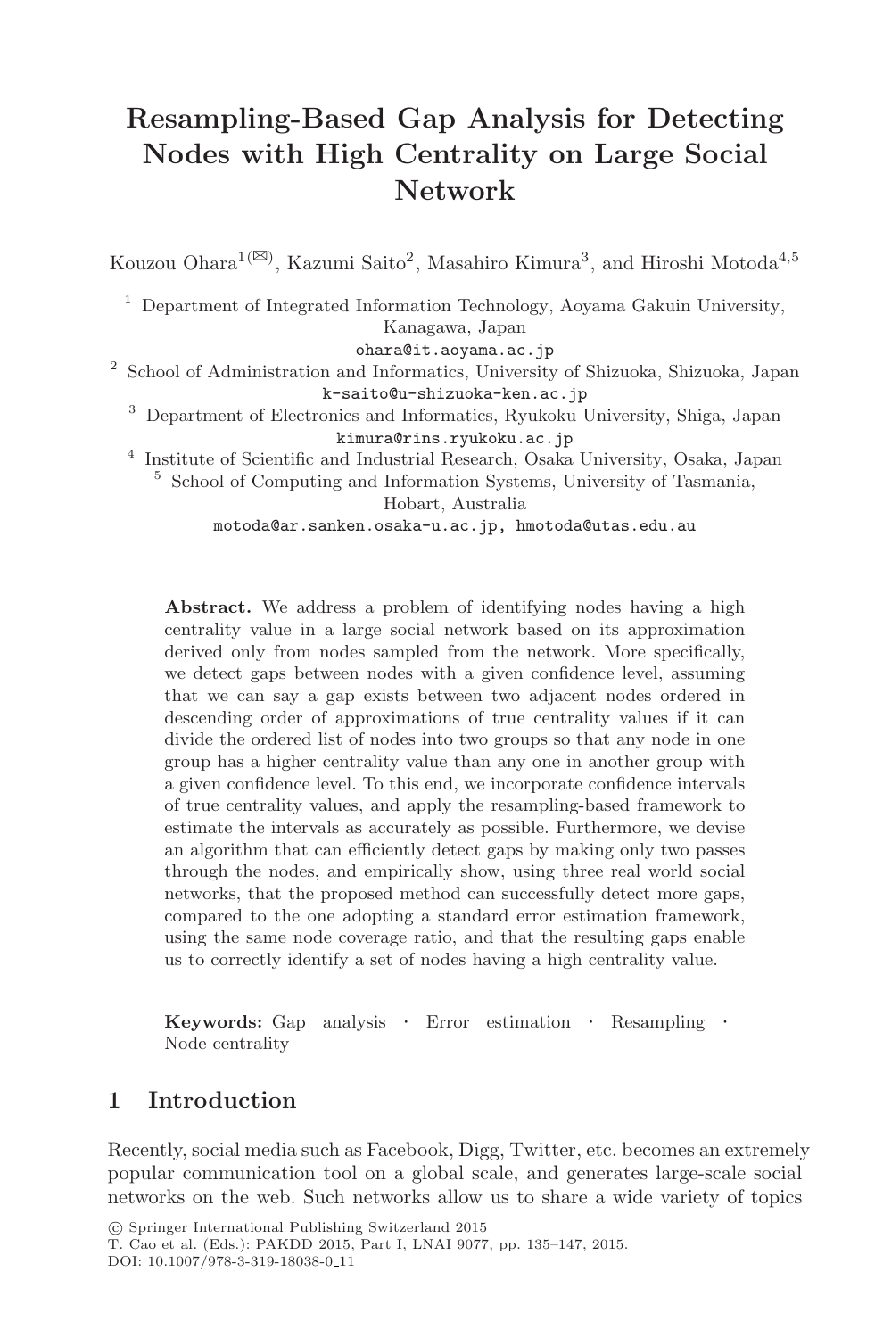# Resampling-Based Gap Analysis for Detecting Nodes with High Centrality on Large Social Network

Kouzou Ohara[1(✉)], Kazumi Saito[2], Masahiro Kimura[3], and Hiroshi Motoda[4,5]

[1] Department of Integrated Information Technology, Aoyama Gakuin University, Kanagawa, Japan
ohara@it.aoyama.ac.jp

[2] School of Administration and Informatics, University of Shizuoka, Shizuoka, Japan
k-saito@u-shizuoka-ken.ac.jp

[3] Department of Electronics and Informatics, Ryukoku University, Shiga, Japan
kimura@rins.ryukoku.ac.jp

[4] Institute of Scientific and Industrial Research, Osaka University, Osaka, Japan

[5] School of Computing and Information Systems, University of Tasmania, Hobart, Australia
motoda@ar.sanken.osaka-u.ac.jp, hmotoda@utas.edu.au

**Abstract.** We address a problem of identifying nodes having a high centrality value in a large social network based on its approximation derived only from nodes sampled from the network. More specifically, we detect gaps between nodes with a given confidence level, assuming that we can say a gap exists between two adjacent nodes ordered in descending order of approximations of true centrality values if it can divide the ordered list of nodes into two groups so that any node in one group has a higher centrality value than any one in another group with a given confidence level. To this end, we incorporate confidence intervals of true centrality values, and apply the resampling-based framework to estimate the intervals as accurately as possible. Furthermore, we devise an algorithm that can efficiently detect gaps by making only two passes through the nodes, and empirically show, using three real world social networks, that the proposed method can successfully detect more gaps, compared to the one adopting a standard error estimation framework, using the same node coverage ratio, and that the resulting gaps enable us to correctly identify a set of nodes having a high centrality value.

**Keywords:** Gap analysis · Error estimation · Resampling · Node centrality

## 1 Introduction

Recently, social media such as Facebook, Digg, Twitter, etc. becomes an extremely popular communication tool on a global scale, and generates large-scale social networks on the web. Such networks allow us to share a wide variety of topics

© Springer International Publishing Switzerland 2015
T. Cao et al. (Eds.): PAKDD 2015, Part I, LNAI 9077, pp. 135–147, 2015.
DOI: 10.1007/978-3-319-18038-0_11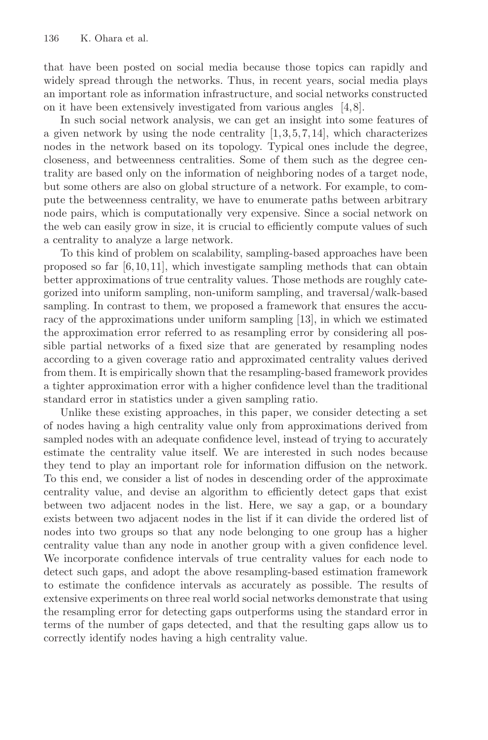that have been posted on social media because those topics can rapidly and widely spread through the networks. Thus, in recent years, social media plays an important role as information infrastructure, and social networks constructed on it have been extensively investigated from various angles [4,8].

In such social network analysis, we can get an insight into some features of a given network by using the node centrality [1,3,5,7,14], which characterizes nodes in the network based on its topology. Typical ones include the degree, closeness, and betweenness centralities. Some of them such as the degree centrality are based only on the information of neighboring nodes of a target node, but some others are also on global structure of a network. For example, to compute the betweenness centrality, we have to enumerate paths between arbitrary node pairs, which is computationally very expensive. Since a social network on the web can easily grow in size, it is crucial to efficiently compute values of such a centrality to analyze a large network.

To this kind of problem on scalability, sampling-based approaches have been proposed so far [6,10,11], which investigate sampling methods that can obtain better approximations of true centrality values. Those methods are roughly categorized into uniform sampling, non-uniform sampling, and traversal/walk-based sampling. In contrast to them, we proposed a framework that ensures the accuracy of the approximations under uniform sampling [13], in which we estimated the approximation error referred to as resampling error by considering all possible partial networks of a fixed size that are generated by resampling nodes according to a given coverage ratio and approximated centrality values derived from them. It is empirically shown that the resampling-based framework provides a tighter approximation error with a higher confidence level than the traditional standard error in statistics under a given sampling ratio.

Unlike these existing approaches, in this paper, we consider detecting a set of nodes having a high centrality value only from approximations derived from sampled nodes with an adequate confidence level, instead of trying to accurately estimate the centrality value itself. We are interested in such nodes because they tend to play an important role for information diffusion on the network. To this end, we consider a list of nodes in descending order of the approximate centrality value, and devise an algorithm to efficiently detect gaps that exist between two adjacent nodes in the list. Here, we say a gap, or a boundary exists between two adjacent nodes in the list if it can divide the ordered list of nodes into two groups so that any node belonging to one group has a higher centrality value than any node in another group with a given confidence level. We incorporate confidence intervals of true centrality values for each node to detect such gaps, and adopt the above resampling-based estimation framework to estimate the confidence intervals as accurately as possible. The results of extensive experiments on three real world social networks demonstrate that using the resampling error for detecting gaps outperforms using the standard error in terms of the number of gaps detected, and that the resulting gaps allow us to correctly identify nodes having a high centrality value.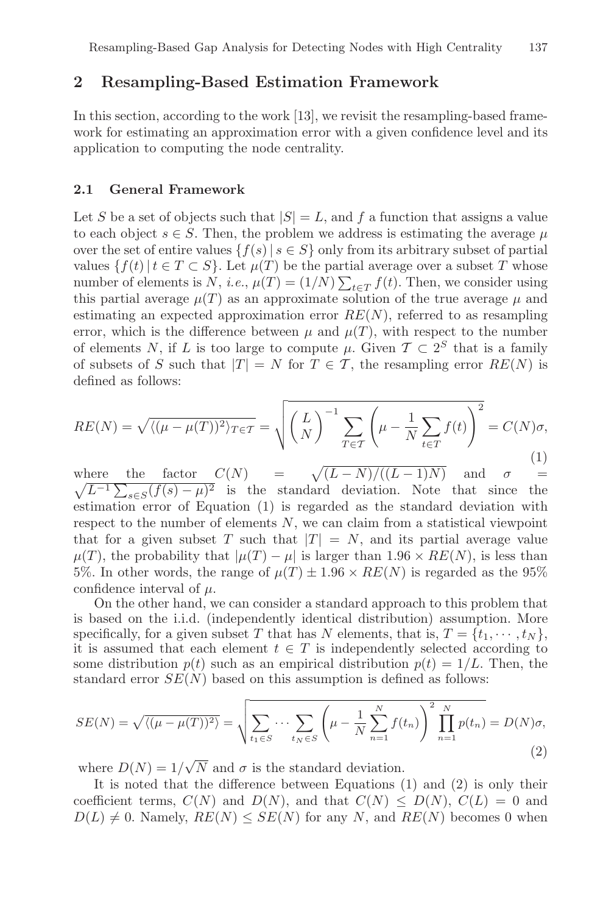## 2 Resampling-Based Estimation Framework

In this section, according to the work [13], we revisit the resampling-based framework for estimating an approximation error with a given confidence level and its application to computing the node centrality.

### 2.1 General Framework

Let $S$ be a set of objects such that $|S| = L$, and $f$ a function that assigns a value to each object $s \in S$. Then, the problem we address is estimating the average $\mu$ over the set of entire values $\{f(s) \,|\, s \in S\}$ only from its arbitrary subset of partial values $\{f(t) \,|\, t \in T \subset S\}$. Let $\mu(T)$ be the partial average over a subset $T$ whose number of elements is $N$, *i.e.*, $\mu(T) = (1/N)\sum_{t \in T} f(t)$. Then, we consider using this partial average $\mu(T)$ as an approximate solution of the true average $\mu$ and estimating an expected approximation error $RE(N)$, referred to as resampling error, which is the difference between $\mu$ and $\mu(T)$, with respect to the number of elements $N$, if $L$ is too large to compute $\mu$. Given $\mathcal{T} \subset 2^S$ that is a family of subsets of $S$ such that $|T| = N$ for $T \in \mathcal{T}$, the resampling error $RE(N)$ is defined as follows:

$$RE(N) = \sqrt{\langle(\mu - \mu(T))^2\rangle_{T \in \mathcal{T}}} = \sqrt{\binom{L}{N}^{-1} \sum_{T \in \mathcal{T}} \left(\mu - \frac{1}{N}\sum_{t \in T} f(t)\right)^2} = C(N)\sigma, \tag{1}$$

where the factor $C(N) = \sqrt{(L-N)/((L-1)N)}$ and $\sigma = \sqrt{L^{-1}\sum_{s \in S}(f(s) - \mu)^2}$ is the standard deviation. Note that since the estimation error of Equation (1) is regarded as the standard deviation with respect to the number of elements $N$, we can claim from a statistical viewpoint that for a given subset $T$ such that $|T| = N$, and its partial average value $\mu(T)$, the probability that $|\mu(T) - \mu|$ is larger than $1.96 \times RE(N)$, is less than 5%. In other words, the range of $\mu(T) \pm 1.96 \times RE(N)$ is regarded as the 95% confidence interval of $\mu$.

On the other hand, we can consider a standard approach to this problem that is based on the i.i.d. (independently identical distribution) assumption. More specifically, for a given subset $T$ that has $N$ elements, that is, $T = \{t_1, \cdots, t_N\}$, it is assumed that each element $t \in T$ is independently selected according to some distribution $p(t)$ such as an empirical distribution $p(t) = 1/L$. Then, the standard error $SE(N)$ based on this assumption is defined as follows:

$$SE(N) = \sqrt{\langle(\mu - \mu(T))^2\rangle} = \sqrt{\sum_{t_1 \in S} \cdots \sum_{t_N \in S} \left(\mu - \frac{1}{N}\sum_{n=1}^{N} f(t_n)\right)^2 \prod_{n=1}^{N} p(t_n)} = D(N)\sigma, \tag{2}$$

where $D(N) = 1/\sqrt{N}$ and $\sigma$ is the standard deviation.

It is noted that the difference between Equations (1) and (2) is only their coefficient terms, $C(N)$ and $D(N)$, and that $C(N) \leq D(N)$, $C(L) = 0$ and $D(L) \neq 0$. Namely, $RE(N) \leq SE(N)$ for any $N$, and $RE(N)$ becomes 0 when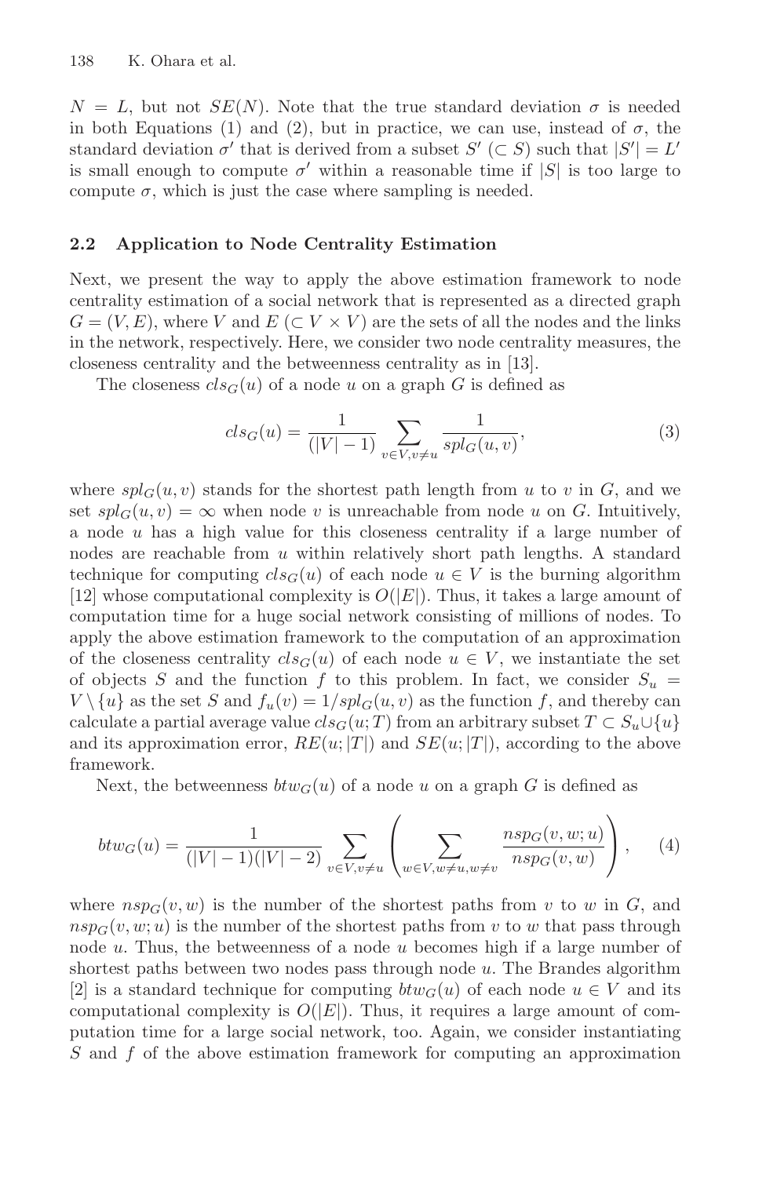$N = L$, but not $SE(N)$. Note that the true standard deviation $\sigma$ is needed in both Equations (1) and (2), but in practice, we can use, instead of $\sigma$, the standard deviation $\sigma'$ that is derived from a subset $S'$ ($\subset S$) such that $|S'| = L'$ is small enough to compute $\sigma'$ within a reasonable time if $|S|$ is too large to compute $\sigma$, which is just the case where sampling is needed.

### 2.2 Application to Node Centrality Estimation

Next, we present the way to apply the above estimation framework to node centrality estimation of a social network that is represented as a directed graph $G = (V, E)$, where $V$ and $E$ ($\subset V \times V$) are the sets of all the nodes and the links in the network, respectively. Here, we consider two node centrality measures, the closeness centrality and the betweenness centrality as in [13].

The closeness $cls_G(u)$ of a node $u$ on a graph $G$ is defined as

$$cls_G(u) = \frac{1}{(|V| - 1)} \sum_{v \in V, v \neq u} \frac{1}{spl_G(u, v)}, \tag{3}$$

where $spl_G(u, v)$ stands for the shortest path length from $u$ to $v$ in $G$, and we set $spl_G(u, v) = \infty$ when node $v$ is unreachable from node $u$ on $G$. Intuitively, a node $u$ has a high value for this closeness centrality if a large number of nodes are reachable from $u$ within relatively short path lengths. A standard technique for computing $cls_G(u)$ of each node $u \in V$ is the burning algorithm [12] whose computational complexity is $O(|E|)$. Thus, it takes a large amount of computation time for a huge social network consisting of millions of nodes. To apply the above estimation framework to the computation of an approximation of the closeness centrality $cls_G(u)$ of each node $u \in V$, we instantiate the set of objects $S$ and the function $f$ to this problem. In fact, we consider $S_u = V \setminus \{u\}$ as the set $S$ and $f_u(v) = 1/spl_G(u, v)$ as the function $f$, and thereby can calculate a partial average value $cls_G(u; T)$ from an arbitrary subset $T \subset S_u \cup \{u\}$ and its approximation error, $RE(u; |T|)$ and $SE(u; |T|)$, according to the above framework.

Next, the betweenness $btw_G(u)$ of a node $u$ on a graph $G$ is defined as

$$btw_G(u) = \frac{1}{(|V| - 1)(|V| - 2)} \sum_{v \in V, v \neq u} \left( \sum_{w \in V, w \neq u, w \neq v} \frac{nsp_G(v, w; u)}{nsp_G(v, w)} \right), \tag{4}$$

where $nsp_G(v, w)$ is the number of the shortest paths from $v$ to $w$ in $G$, and $nsp_G(v, w; u)$ is the number of the shortest paths from $v$ to $w$ that pass through node $u$. Thus, the betweenness of a node $u$ becomes high if a large number of shortest paths between two nodes pass through node $u$. The Brandes algorithm [2] is a standard technique for computing $btw_G(u)$ of each node $u \in V$ and its computational complexity is $O(|E|)$. Thus, it requires a large amount of computation time for a large social network, too. Again, we consider instantiating $S$ and $f$ of the above estimation framework for computing an approximation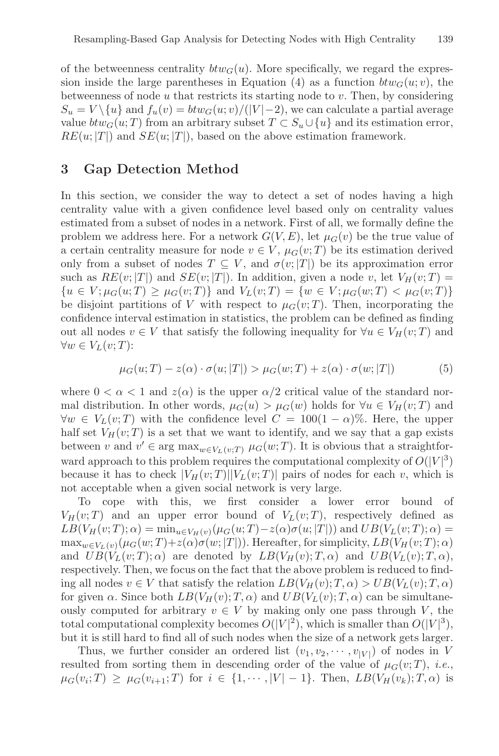of the betweenness centrality $btw_G(u)$. More specifically, we regard the expression inside the large parentheses in Equation (4) as a function $btw_G(u;v)$, the betweenness of node $u$ that restricts its starting node to $v$. Then, by considering $S_u = V \setminus \{u\}$ and $f_u(v) = btw_G(u;v)/(|V|-2)$, we can calculate a partial average value $btw_G(u;T)$ from an arbitrary subset $T \subset S_u \cup \{u\}$ and its estimation error, $RE(u;|T|)$ and $SE(u;|T|)$, based on the above estimation framework.

## 3 Gap Detection Method

In this section, we consider the way to detect a set of nodes having a high centrality value with a given confidence level based only on centrality values estimated from a subset of nodes in a network. First of all, we formally define the problem we address here. For a network $G(V, E)$, let $\mu_G(v)$ be the true value of a certain centrality measure for node $v \in V$, $\mu_G(v;T)$ be its estimation derived only from a subset of nodes $T \subseteq V$, and $\sigma(v;|T|)$ be its approximation error such as $RE(v;|T|)$ and $SE(v;|T|)$. In addition, given a node $v$, let $V_H(v;T) = \{u \in V; \mu_G(u;T) \geq \mu_G(v;T)\}$ and $V_L(v;T) = \{w \in V; \mu_G(w;T) < \mu_G(v;T)\}$ be disjoint partitions of $V$ with respect to $\mu_G(v;T)$. Then, incorporating the confidence interval estimation in statistics, the problem can be defined as finding out all nodes $v \in V$ that satisfy the following inequality for $\forall u \in V_H(v;T)$ and $\forall w \in V_L(v;T)$:

$$\mu_G(u;T) - z(\alpha) \cdot \sigma(u;|T|) > \mu_G(w;T) + z(\alpha) \cdot \sigma(w;|T|) \tag{5}$$

where $0 < \alpha < 1$ and $z(\alpha)$ is the upper $\alpha/2$ critical value of the standard normal distribution. In other words, $\mu_G(u) > \mu_G(w)$ holds for $\forall u \in V_H(v;T)$ and $\forall w \in V_L(v;T)$ with the confidence level $C = 100(1-\alpha)\%$. Here, the upper half set $V_H(v;T)$ is a set that we want to identify, and we say that a gap exists between $v$ and $v' \in \arg\max_{w \in V_L(v;T)} \mu_G(w;T)$. It is obvious that a straightforward approach to this problem requires the computational complexity of $O(|V|^3)$ because it has to check $|V_H(v;T)||V_L(v;T)|$ pairs of nodes for each $v$, which is not acceptable when a given social network is very large.

To cope with this, we first consider a lower error bound of $V_H(v;T)$ and an upper error bound of $V_L(v;T)$, respectively defined as $LB(V_H(v;T);\alpha) = \min_{u \in V_H(v)}(\mu_G(u;T) - z(\alpha)\sigma(u;|T|))$ and $UB(V_L(v;T);\alpha) = \max_{w \in V_L(v)}(\mu_G(w;T) + z(\alpha)\sigma(w;|T|))$. Hereafter, for simplicity, $LB(V_H(v;T);\alpha)$ and $UB(V_L(v;T);\alpha)$ are denoted by $LB(V_H(v);T,\alpha)$ and $UB(V_L(v);T,\alpha)$, respectively. Then, we focus on the fact that the above problem is reduced to finding all nodes $v \in V$ that satisfy the relation $LB(V_H(v);T,\alpha) > UB(V_L(v);T,\alpha)$ for given $\alpha$. Since both $LB(V_H(v);T,\alpha)$ and $UB(V_L(v);T,\alpha)$ can be simultaneously computed for arbitrary $v \in V$ by making only one pass through $V$, the total computational complexity becomes $O(|V|^2)$, which is smaller than $O(|V|^3)$, but it is still hard to find all of such nodes when the size of a network gets larger.

Thus, we further consider an ordered list $(v_1, v_2, \cdots, v_{|V|})$ of nodes in $V$ resulted from sorting them in descending order of the value of $\mu_G(v;T)$, *i.e.*, $\mu_G(v_i;T) \geq \mu_G(v_{i+1};T)$ for $i \in \{1, \cdots, |V|-1\}$. Then, $LB(V_H(v_k);T,\alpha)$ is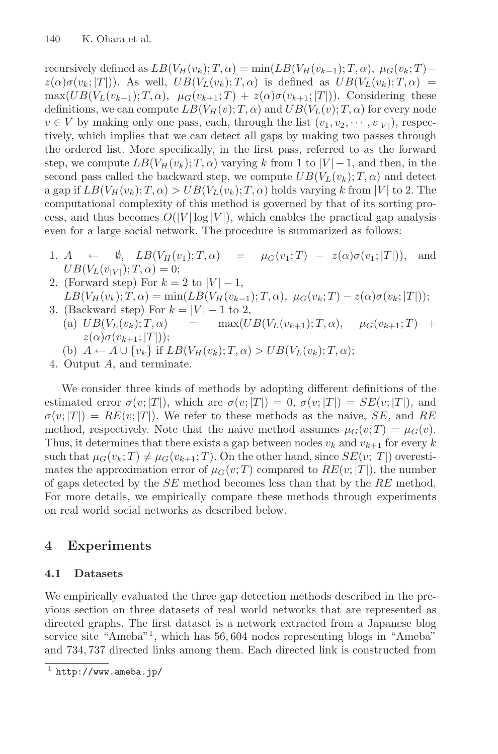recursively defined as $LB(V_H(v_k);T,\alpha) = \min(LB(V_H(v_{k-1});T,\alpha),\ \mu_G(v_k;T) - z(\alpha)\sigma(v_k;|T|))$. As well, $UB(V_L(v_k);T,\alpha)$ is defined as $UB(V_L(v_k);T,\alpha) = \max(UB(V_L(v_{k+1});T,\alpha),\ \mu_G(v_{k+1};T) + z(\alpha)\sigma(v_{k+1};|T|))$. Considering these definitions, we can compute $LB(V_H(v);T,\alpha)$ and $UB(V_L(v);T,\alpha)$ for every node $v \in V$ by making only one pass, each, through the list $(v_1, v_2, \cdots, v_{|V|})$, respectively, which implies that we can detect all gaps by making two passes through the ordered list. More specifically, in the first pass, referred to as the forward step, we compute $LB(V_H(v_k);T,\alpha)$ varying $k$ from 1 to $|V|-1$, and then, in the second pass called the backward step, we compute $UB(V_L(v_k);T,\alpha)$ and detect a gap if $LB(V_H(v_k);T,\alpha) > UB(V_L(v_k);T,\alpha)$ holds varying $k$ from $|V|$ to 2. The computational complexity of this method is governed by that of its sorting process, and thus becomes $O(|V|\log|V|)$, which enables the practical gap analysis even for a large social network. The procedure is summarized as follows:

1. $A \leftarrow \emptyset$, $LB(V_H(v_1);T,\alpha) = \mu_G(v_1;T) - z(\alpha)\sigma(v_1;|T|))$, and $UB(V_L(v_{|V|});T,\alpha) = 0$;
2. (Forward step) For $k = 2$ to $|V|-1$,
   $LB(V_H(v_k);T,\alpha) = \min(LB(V_H(v_{k-1});T,\alpha),\ \mu_G(v_k;T) - z(\alpha)\sigma(v_k;|T|))$;
3. (Backward step) For $k = |V|-1$ to 2,
   (a) $UB(V_L(v_k);T,\alpha) = \max(UB(V_L(v_{k+1});T,\alpha),\ \mu_G(v_{k+1};T) + z(\alpha)\sigma(v_{k+1};|T|))$;
   (b) $A \leftarrow A \cup \{v_k\}$ if $LB(V_H(v_k);T,\alpha) > UB(V_L(v_k);T,\alpha)$;
4. Output $A$, and terminate.

We consider three kinds of methods by adopting different definitions of the estimated error $\sigma(v;|T|)$, which are $\sigma(v;|T|) = 0$, $\sigma(v;|T|) = SE(v;|T|)$, and $\sigma(v;|T|) = RE(v;|T|)$. We refer to these methods as the naive, $SE$, and $RE$ method, respectively. Note that the naive method assumes $\mu_G(v;T) = \mu_G(v)$. Thus, it determines that there exists a gap between nodes $v_k$ and $v_{k+1}$ for every $k$ such that $\mu_G(v_k;T) \neq \mu_G(v_{k+1};T)$. On the other hand, since $SE(v;|T|)$ overestimates the approximation error of $\mu_G(v;T)$ compared to $RE(v;|T|)$, the number of gaps detected by the $SE$ method becomes less than that by the $RE$ method. For more details, we empirically compare these methods through experiments on real world social networks as described below.

# 4 Experiments

## 4.1 Datasets

We empirically evaluated the three gap detection methods described in the previous section on three datasets of real world networks that are represented as directed graphs. The first dataset is a network extracted from a Japanese blog service site "Ameba"[1], which has 56,604 nodes representing blogs in "Ameba" and 734,737 directed links among them. Each directed link is constructed from

[1] http://www.ameba.jp/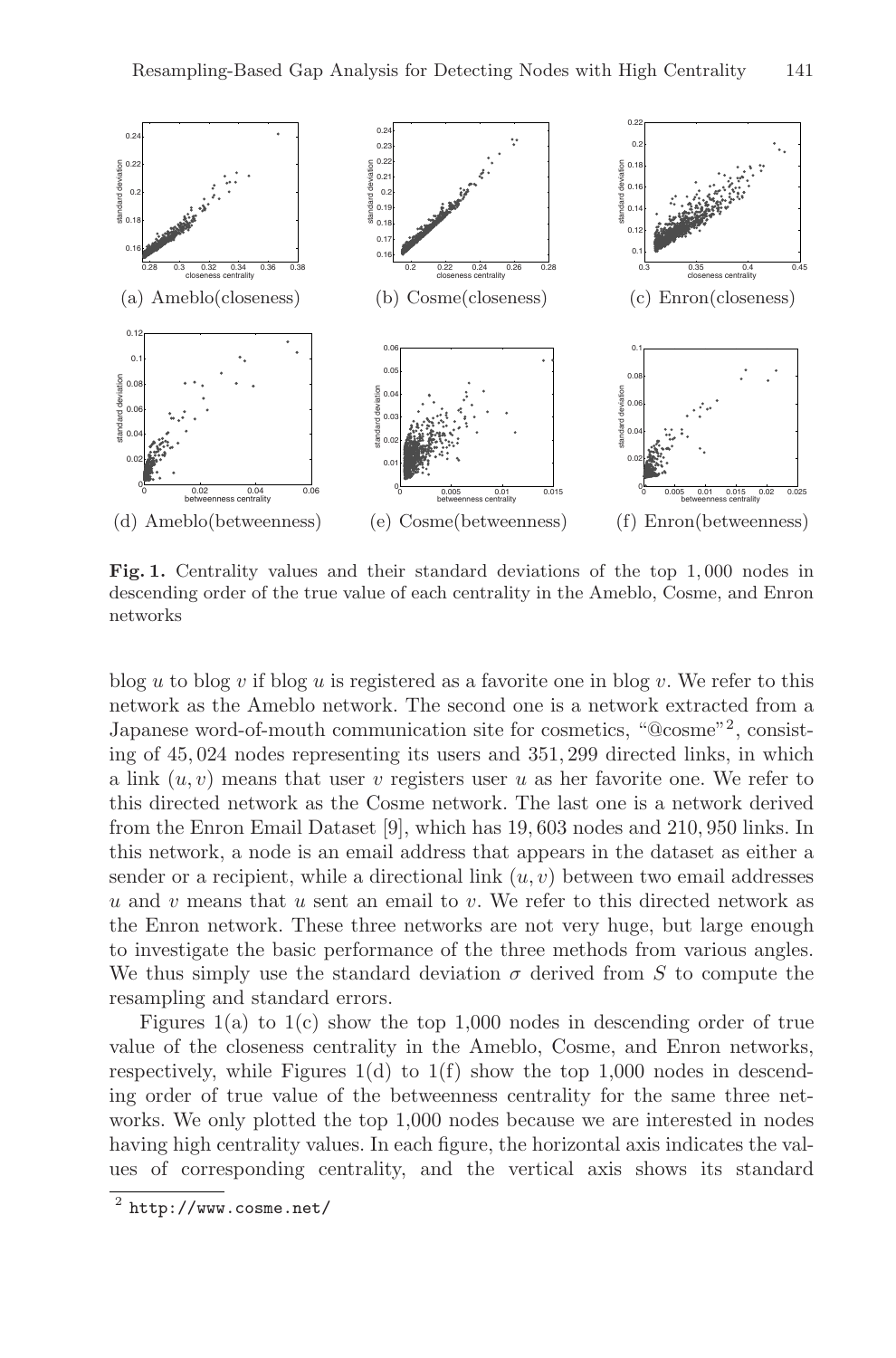(a) Ameblo(closeness) (b) Cosme(closeness) (c) Enron(closeness)

(d) Ameblo(betweenness) (e) Cosme(betweenness) (f) Enron(betweenness)

**Fig. 1.** Centrality values and their standard deviations of the top 1,000 nodes in descending order of the true value of each centrality in the Ameblo, Cosme, and Enron networks

blog $u$ to blog $v$ if blog $u$ is registered as a favorite one in blog $v$. We refer to this network as the Ameblo network. The second one is a network extracted from a Japanese word-of-mouth communication site for cosmetics, "@cosme"[2], consisting of 45,024 nodes representing its users and 351,299 directed links, in which a link $(u, v)$ means that user $v$ registers user $u$ as her favorite one. We refer to this directed network as the Cosme network. The last one is a network derived from the Enron Email Dataset [9], which has 19,603 nodes and 210,950 links. In this network, a node is an email address that appears in the dataset as either a sender or a recipient, while a directional link $(u, v)$ between two email addresses $u$ and $v$ means that $u$ sent an email to $v$. We refer to this directed network as the Enron network. These three networks are not very huge, but large enough to investigate the basic performance of the three methods from various angles. We thus simply use the standard deviation $\sigma$ derived from $S$ to compute the resampling and standard errors.

Figures 1(a) to 1(c) show the top 1,000 nodes in descending order of true value of the closeness centrality in the Ameblo, Cosme, and Enron networks, respectively, while Figures 1(d) to 1(f) show the top 1,000 nodes in descending order of true value of the betweenness centrality for the same three networks. We only plotted the top 1,000 nodes because we are interested in nodes having high centrality values. In each figure, the horizontal axis indicates the values of corresponding centrality, and the vertical axis shows its standard

[2] http://www.cosme.net/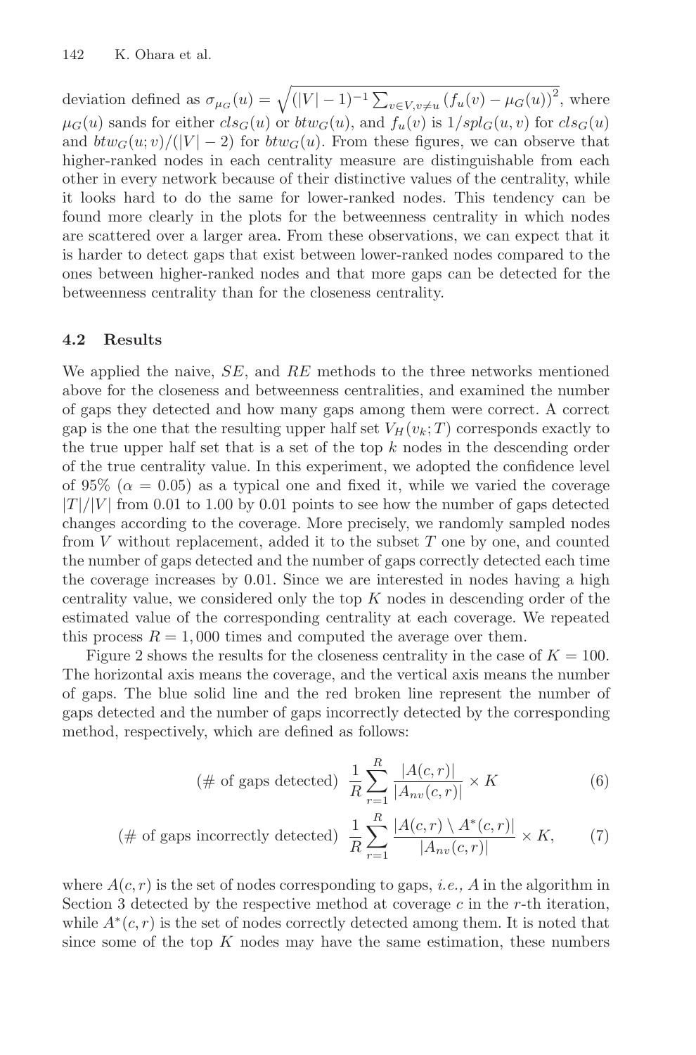deviation defined as $\sigma_{\mu_G}(u) = \sqrt{(|V|-1)^{-1} \sum_{v \in V, v \neq u} (f_u(v) - \mu_G(u))^2}$, where $\mu_G(u)$ sands for either $cls_G(u)$ or $btw_G(u)$, and $f_u(v)$ is $1/spl_G(u,v)$ for $cls_G(u)$ and $btw_G(u;v)/(|V|-2)$ for $btw_G(u)$. From these figures, we can observe that higher-ranked nodes in each centrality measure are distinguishable from each other in every network because of their distinctive values of the centrality, while it looks hard to do the same for lower-ranked nodes. This tendency can be found more clearly in the plots for the betweenness centrality in which nodes are scattered over a larger area. From these observations, we can expect that it is harder to detect gaps that exist between lower-ranked nodes compared to the ones between higher-ranked nodes and that more gaps can be detected for the betweenness centrality than for the closeness centrality.

### 4.2 Results

We applied the naive, $SE$, and $RE$ methods to the three networks mentioned above for the closeness and betweenness centralities, and examined the number of gaps they detected and how many gaps among them were correct. A correct gap is the one that the resulting upper half set $V_H(v_k; T)$ corresponds exactly to the true upper half set that is a set of the top $k$ nodes in the descending order of the true centrality value. In this experiment, we adopted the confidence level of 95% ($\alpha = 0.05$) as a typical one and fixed it, while we varied the coverage $|T|/|V|$ from 0.01 to 1.00 by 0.01 points to see how the number of gaps detected changes according to the coverage. More precisely, we randomly sampled nodes from $V$ without replacement, added it to the subset $T$ one by one, and counted the number of gaps detected and the number of gaps correctly detected each time the coverage increases by 0.01. Since we are interested in nodes having a high centrality value, we considered only the top $K$ nodes in descending order of the estimated value of the corresponding centrality at each coverage. We repeated this process $R = 1,000$ times and computed the average over them.

Figure 2 shows the results for the closeness centrality in the case of $K = 100$. The horizontal axis means the coverage, and the vertical axis means the number of gaps. The blue solid line and the red broken line represent the number of gaps detected and the number of gaps incorrectly detected by the corresponding method, respectively, which are defined as follows:

$$\text{(\# of gaps detected)} \quad \frac{1}{R}\sum_{r=1}^{R} \frac{|A(c,r)|}{|A_{nv}(c,r)|} \times K \tag{6}$$

$$\text{(\# of gaps incorrectly detected)} \quad \frac{1}{R}\sum_{r=1}^{R} \frac{|A(c,r) \setminus A^*(c,r)|}{|A_{nv}(c,r)|} \times K, \tag{7}$$

where $A(c,r)$ is the set of nodes corresponding to gaps, *i.e.,* $A$ in the algorithm in Section 3 detected by the respective method at coverage $c$ in the $r$-th iteration, while $A^*(c,r)$ is the set of nodes correctly detected among them. It is noted that since some of the top $K$ nodes may have the same estimation, these numbers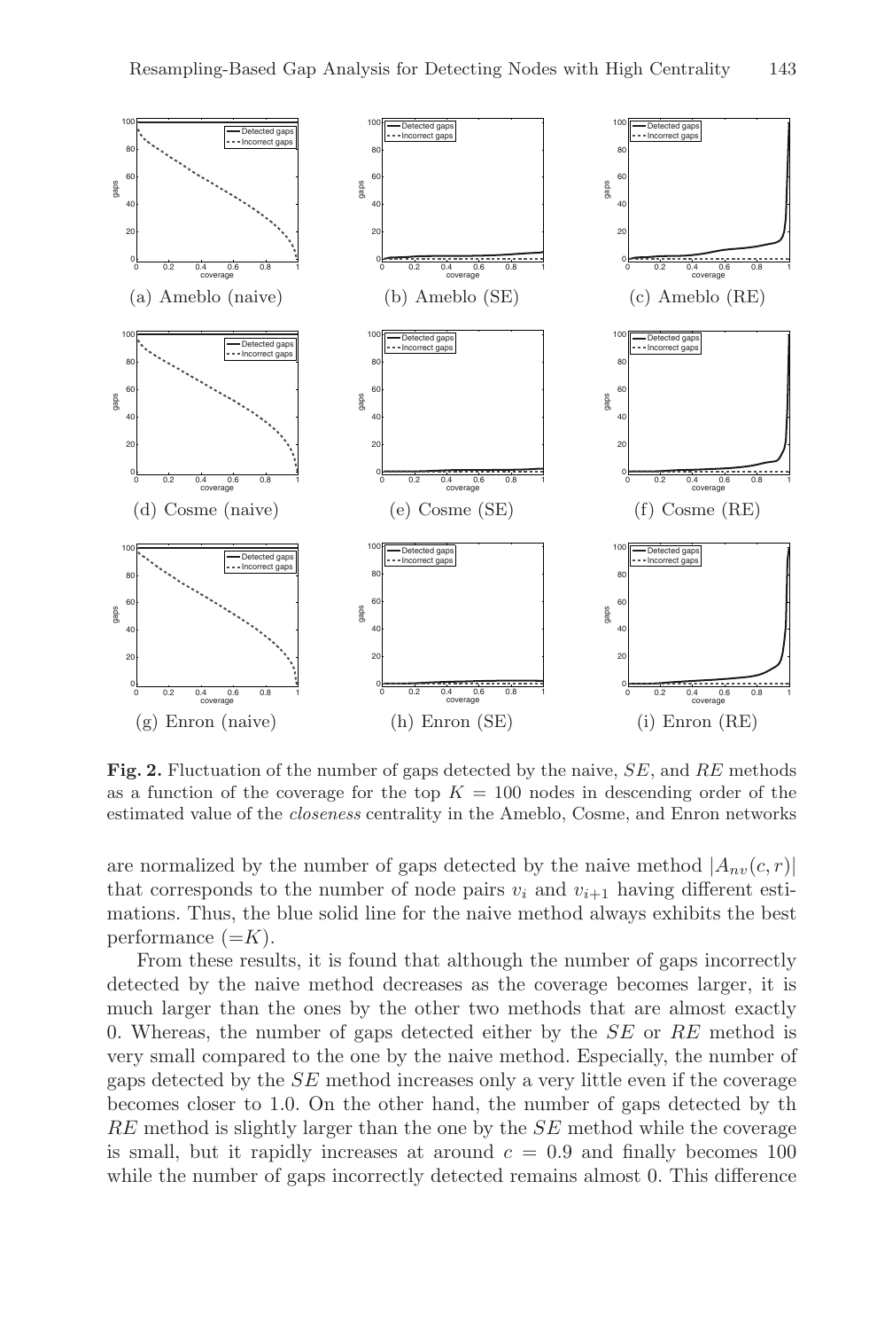(a) Ameblo (naive)

(b) Ameblo (SE)

(c) Ameblo (RE)

(d) Cosme (naive)

(e) Cosme (SE)

(f) Cosme (RE)

(g) Enron (naive)

(h) Enron (SE)

(i) Enron (RE)

**Fig. 2.** Fluctuation of the number of gaps detected by the naive, *SE*, and *RE* methods as a function of the coverage for the top $K = 100$ nodes in descending order of the estimated value of the *closeness* centrality in the Ameblo, Cosme, and Enron networks

are normalized by the number of gaps detected by the naive method $|A_{nv}(c, r)|$ that corresponds to the number of node pairs $v_i$ and $v_{i+1}$ having different estimations. Thus, the blue solid line for the naive method always exhibits the best performance ($=K$).

From these results, it is found that although the number of gaps incorrectly detected by the naive method decreases as the coverage becomes larger, it is much larger than the ones by the other two methods that are almost exactly 0. Whereas, the number of gaps detected either by the *SE* or *RE* method is very small compared to the one by the naive method. Especially, the number of gaps detected by the *SE* method increases only a very little even if the coverage becomes closer to 1.0. On the other hand, the number of gaps detected by th *RE* method is slightly larger than the one by the *SE* method while the coverage is small, but it rapidly increases at around $c = 0.9$ and finally becomes 100 while the number of gaps incorrectly detected remains almost 0. This difference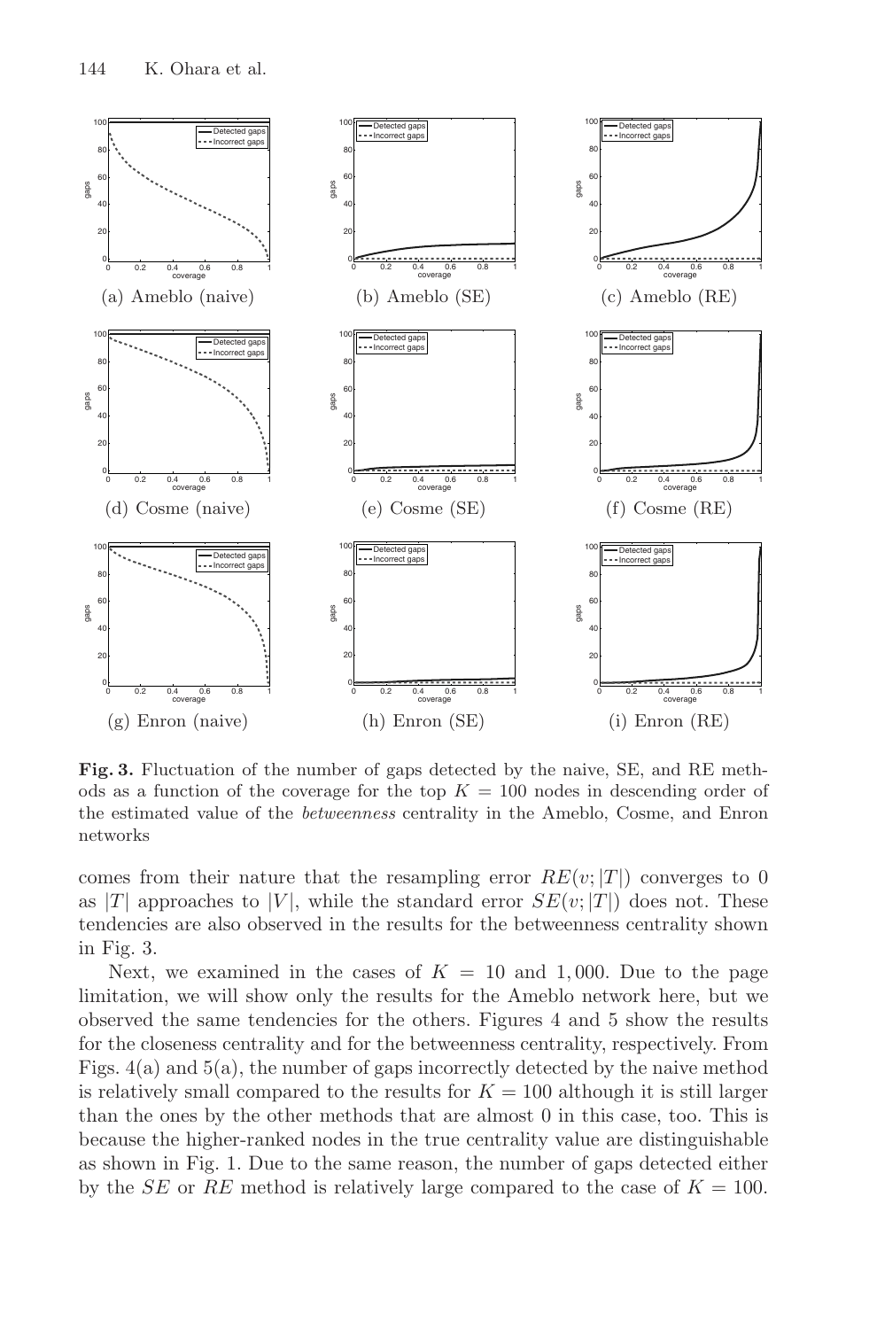(a) Ameblo (naive) (b) Ameblo (SE) (c) Ameblo (RE)

(d) Cosme (naive) (e) Cosme (SE) (f) Cosme (RE)

(g) Enron (naive) (h) Enron (SE) (i) Enron (RE)

**Fig. 3.** Fluctuation of the number of gaps detected by the naive, SE, and RE methods as a function of the coverage for the top $K = 100$ nodes in descending order of the estimated value of the *betweenness* centrality in the Ameblo, Cosme, and Enron networks

comes from their nature that the resampling error $RE(v; |T|)$ converges to 0 as $|T|$ approaches to $|V|$, while the standard error $SE(v; |T|)$ does not. These tendencies are also observed in the results for the betweenness centrality shown in Fig. 3.

Next, we examined in the cases of $K = 10$ and $1,000$. Due to the page limitation, we will show only the results for the Ameblo network here, but we observed the same tendencies for the others. Figures 4 and 5 show the results for the closeness centrality and for the betweenness centrality, respectively. From Figs. 4(a) and 5(a), the number of gaps incorrectly detected by the naive method is relatively small compared to the results for $K = 100$ although it is still larger than the ones by the other methods that are almost 0 in this case, too. This is because the higher-ranked nodes in the true centrality value are distinguishable as shown in Fig. 1. Due to the same reason, the number of gaps detected either by the $SE$ or $RE$ method is relatively large compared to the case of $K = 100$.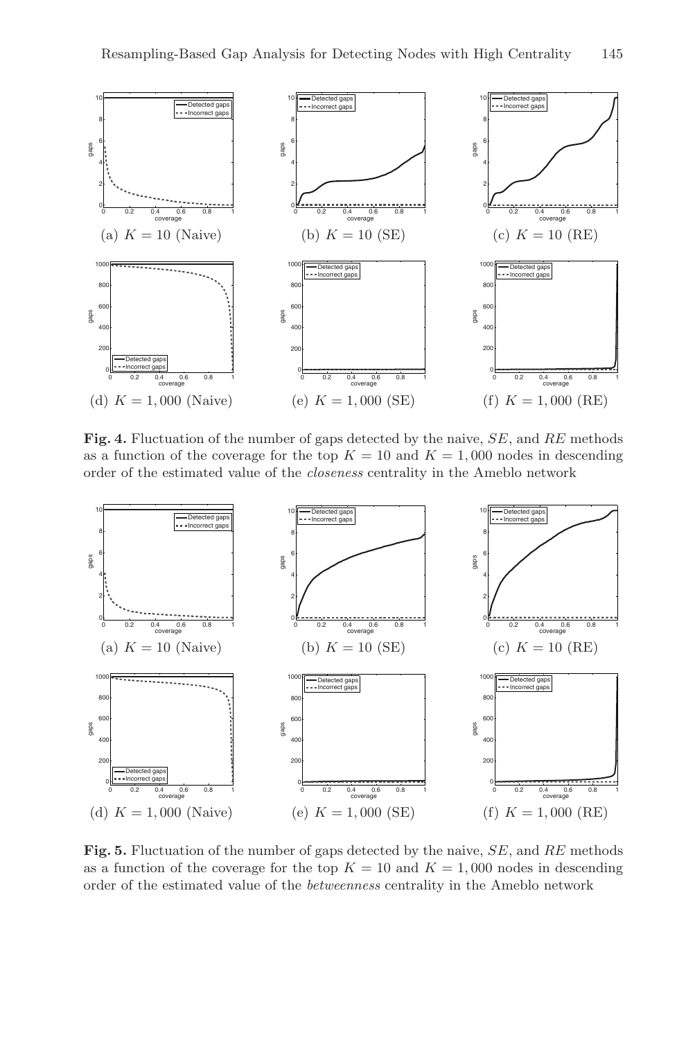(a) $K = 10$ (Naive) (b) $K = 10$ (SE) (c) $K = 10$ (RE)

(d) $K = 1,000$ (Naive) (e) $K = 1,000$ (SE) (f) $K = 1,000$ (RE)

**Fig. 4.** Fluctuation of the number of gaps detected by the naive, *SE*, and *RE* methods as a function of the coverage for the top $K = 10$ and $K = 1,000$ nodes in descending order of the estimated value of the *closeness* centrality in the Ameblo network

(a) $K = 10$ (Naive) (b) $K = 10$ (SE) (c) $K = 10$ (RE)

(d) $K = 1,000$ (Naive) (e) $K = 1,000$ (SE) (f) $K = 1,000$ (RE)

**Fig. 5.** Fluctuation of the number of gaps detected by the naive, *SE*, and *RE* methods as a function of the coverage for the top $K = 10$ and $K = 1,000$ nodes in descending order of the estimated value of the *betweenness* centrality in the Ameblo network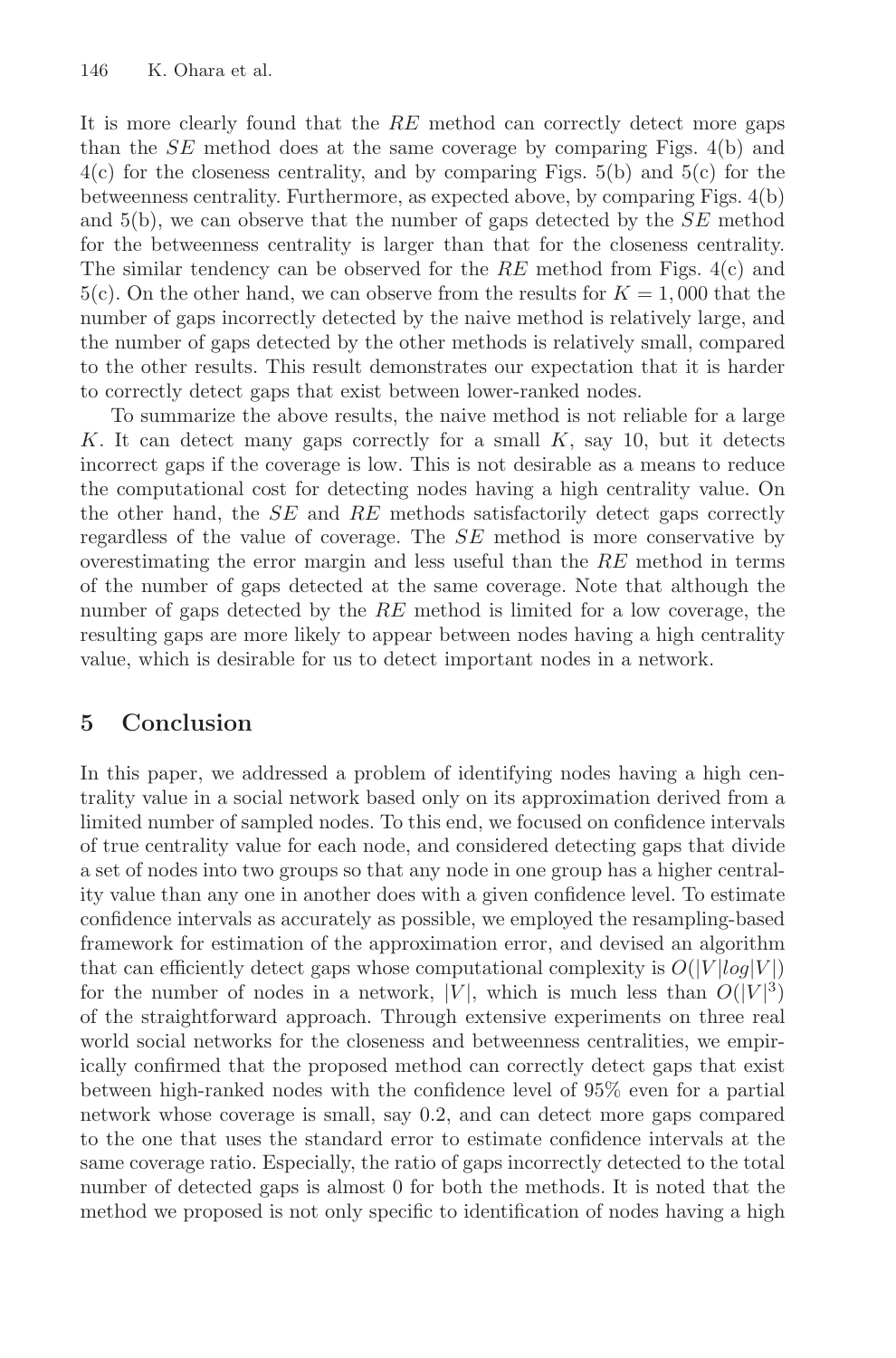It is more clearly found that the *RE* method can correctly detect more gaps than the *SE* method does at the same coverage by comparing Figs. 4(b) and 4(c) for the closeness centrality, and by comparing Figs. 5(b) and 5(c) for the betweenness centrality. Furthermore, as expected above, by comparing Figs. 4(b) and 5(b), we can observe that the number of gaps detected by the *SE* method for the betweenness centrality is larger than that for the closeness centrality. The similar tendency can be observed for the *RE* method from Figs. 4(c) and 5(c). On the other hand, we can observe from the results for $K = 1,000$ that the number of gaps incorrectly detected by the naive method is relatively large, and the number of gaps detected by the other methods is relatively small, compared to the other results. This result demonstrates our expectation that it is harder to correctly detect gaps that exist between lower-ranked nodes.

To summarize the above results, the naive method is not reliable for a large $K$. It can detect many gaps correctly for a small $K$, say 10, but it detects incorrect gaps if the coverage is low. This is not desirable as a means to reduce the computational cost for detecting nodes having a high centrality value. On the other hand, the *SE* and *RE* methods satisfactorily detect gaps correctly regardless of the value of coverage. The *SE* method is more conservative by overestimating the error margin and less useful than the *RE* method in terms of the number of gaps detected at the same coverage. Note that although the number of gaps detected by the *RE* method is limited for a low coverage, the resulting gaps are more likely to appear between nodes having a high centrality value, which is desirable for us to detect important nodes in a network.

## 5 Conclusion

In this paper, we addressed a problem of identifying nodes having a high centrality value in a social network based only on its approximation derived from a limited number of sampled nodes. To this end, we focused on confidence intervals of true centrality value for each node, and considered detecting gaps that divide a set of nodes into two groups so that any node in one group has a higher centrality value than any one in another does with a given confidence level. To estimate confidence intervals as accurately as possible, we employed the resampling-based framework for estimation of the approximation error, and devised an algorithm that can efficiently detect gaps whose computational complexity is $O(|V|log|V|)$ for the number of nodes in a network, $|V|$, which is much less than $O(|V|^3)$ of the straightforward approach. Through extensive experiments on three real world social networks for the closeness and betweenness centralities, we empirically confirmed that the proposed method can correctly detect gaps that exist between high-ranked nodes with the confidence level of 95% even for a partial network whose coverage is small, say 0.2, and can detect more gaps compared to the one that uses the standard error to estimate confidence intervals at the same coverage ratio. Especially, the ratio of gaps incorrectly detected to the total number of detected gaps is almost 0 for both the methods. It is noted that the method we proposed is not only specific to identification of nodes having a high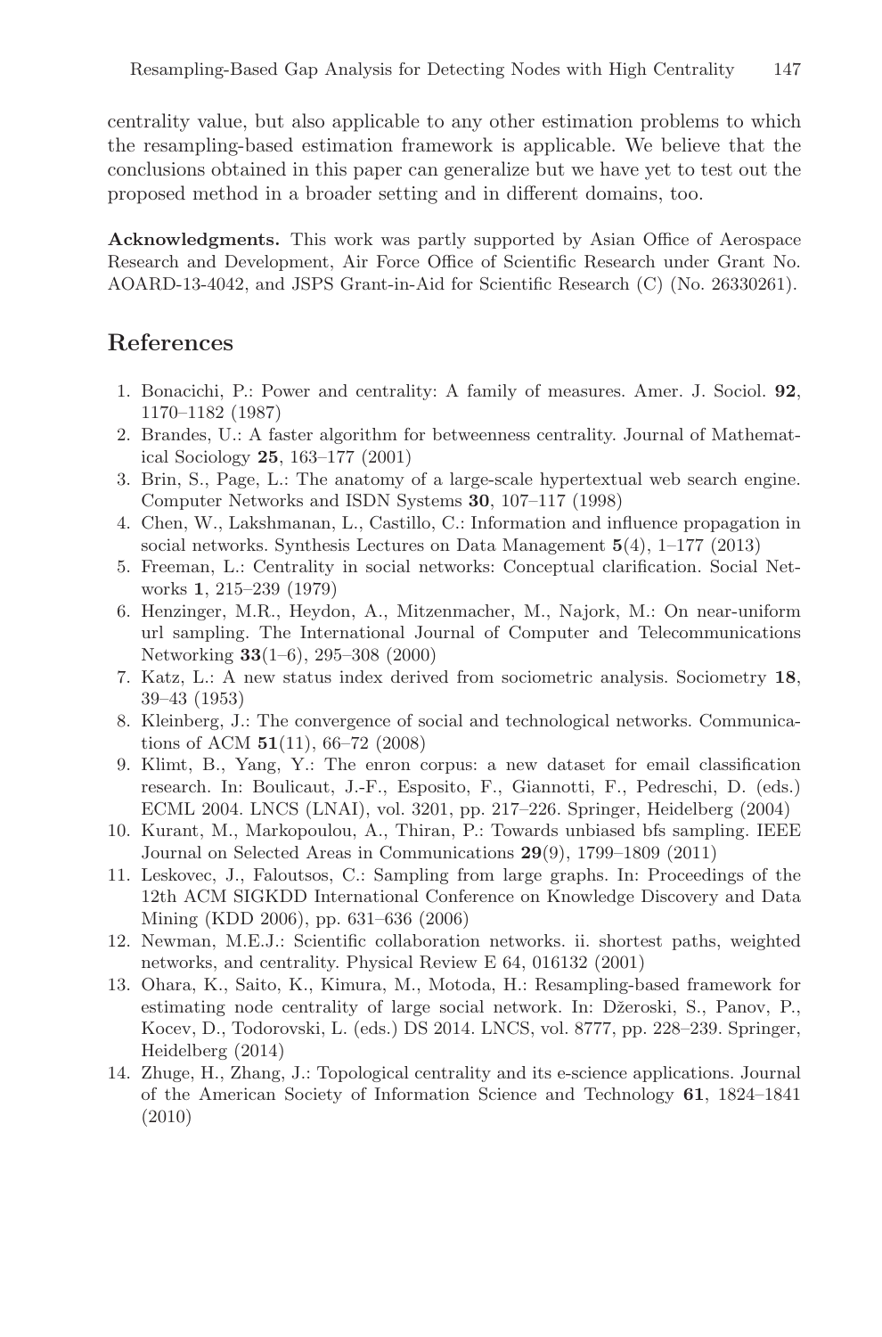centrality value, but also applicable to any other estimation problems to which the resampling-based estimation framework is applicable. We believe that the conclusions obtained in this paper can generalize but we have yet to test out the proposed method in a broader setting and in different domains, too.

**Acknowledgments.** This work was partly supported by Asian Office of Aerospace Research and Development, Air Force Office of Scientific Research under Grant No. AOARD-13-4042, and JSPS Grant-in-Aid for Scientific Research (C) (No. 26330261).

## References

1. Bonacichi, P.: Power and centrality: A family of measures. Amer. J. Sociol. **92**, 1170–1182 (1987)
2. Brandes, U.: A faster algorithm for betweenness centrality. Journal of Mathematical Sociology **25**, 163–177 (2001)
3. Brin, S., Page, L.: The anatomy of a large-scale hypertextual web search engine. Computer Networks and ISDN Systems **30**, 107–117 (1998)
4. Chen, W., Lakshmanan, L., Castillo, C.: Information and influence propagation in social networks. Synthesis Lectures on Data Management **5**(4), 1–177 (2013)
5. Freeman, L.: Centrality in social networks: Conceptual clarification. Social Networks **1**, 215–239 (1979)
6. Henzinger, M.R., Heydon, A., Mitzenmacher, M., Najork, M.: On near-uniform url sampling. The International Journal of Computer and Telecommunications Networking **33**(1–6), 295–308 (2000)
7. Katz, L.: A new status index derived from sociometric analysis. Sociometry **18**, 39–43 (1953)
8. Kleinberg, J.: The convergence of social and technological networks. Communications of ACM **51**(11), 66–72 (2008)
9. Klimt, B., Yang, Y.: The enron corpus: a new dataset for email classification research. In: Boulicaut, J.-F., Esposito, F., Giannotti, F., Pedreschi, D. (eds.) ECML 2004. LNCS (LNAI), vol. 3201, pp. 217–226. Springer, Heidelberg (2004)
10. Kurant, M., Markopoulou, A., Thiran, P.: Towards unbiased bfs sampling. IEEE Journal on Selected Areas in Communications **29**(9), 1799–1809 (2011)
11. Leskovec, J., Faloutsos, C.: Sampling from large graphs. In: Proceedings of the 12th ACM SIGKDD International Conference on Knowledge Discovery and Data Mining (KDD 2006), pp. 631–636 (2006)
12. Newman, M.E.J.: Scientific collaboration networks. ii. shortest paths, weighted networks, and centrality. Physical Review E 64, 016132 (2001)
13. Ohara, K., Saito, K., Kimura, M., Motoda, H.: Resampling-based framework for estimating node centrality of large social network. In: Džeroski, S., Panov, P., Kocev, D., Todorovski, L. (eds.) DS 2014. LNCS, vol. 8777, pp. 228–239. Springer, Heidelberg (2014)
14. Zhuge, H., Zhang, J.: Topological centrality and its e-science applications. Journal of the American Society of Information Science and Technology **61**, 1824–1841 (2010)